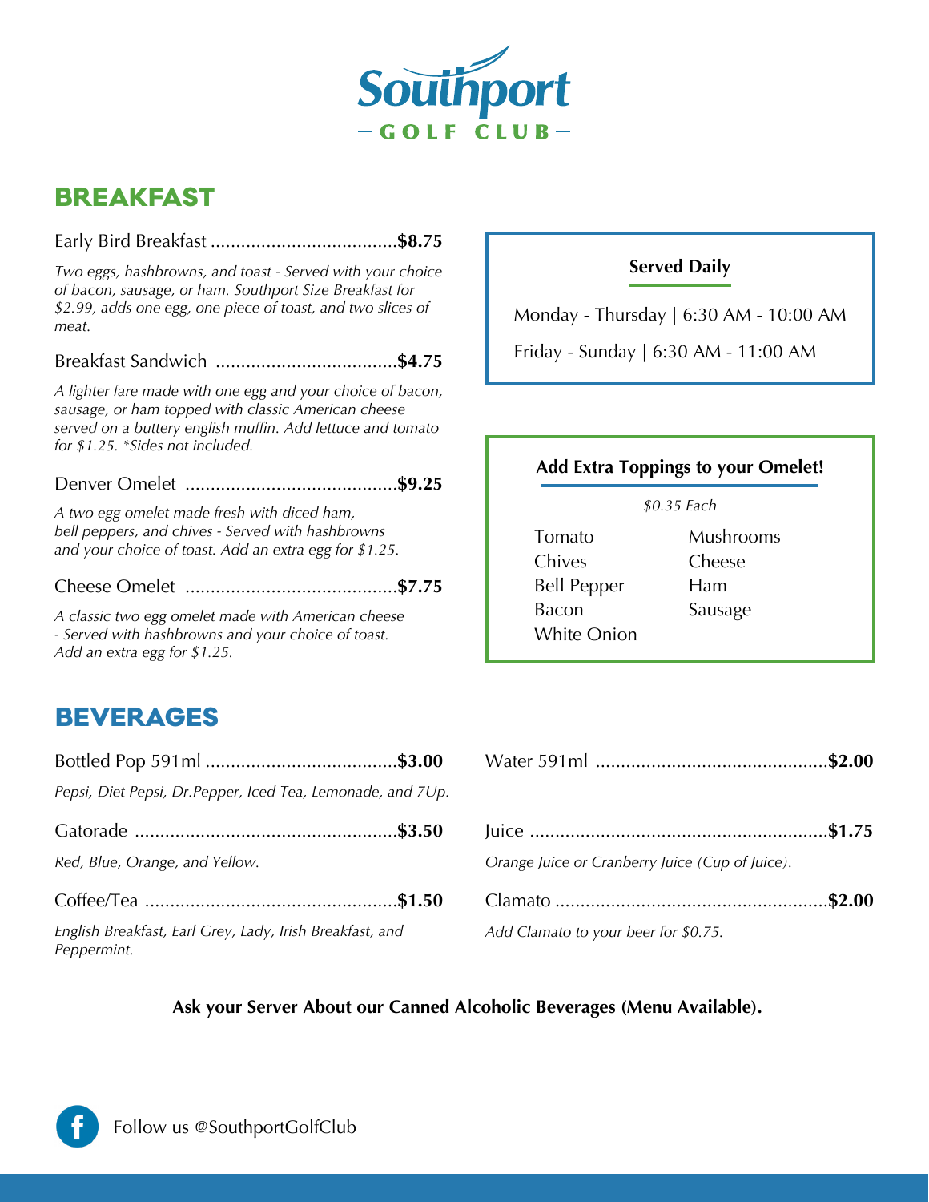# Southport

GOLF CLUB

## BREAKFAST

Early Bird Breakfast .................................... **$8.75**

*Two eggs, hashbrowns, and toast - Served with your choice of bacon, sausage, or ham. Southport Size Breakfast for $2.99, adds one egg, one piece of toast, and two slices of meat.*

Breakfast Sandwich .................................... **$4.75**

*A lighter fare made with one egg and your choice of bacon, sausage, or ham topped with classic American cheese served on a buttery english muffin. Add lettuce and tomato for $1.25. *Sides not included.*

Denver Omelet .......................................... **$9.25**

*A two egg omelet made fresh with diced ham, bell peppers, and chives - Served with hashbrowns and your choice of toast. Add an extra egg for $1.25.*

Cheese Omelet .......................................... **$7.75**

*A classic two egg omelet made with American cheese - Served with hashbrowns and your choice of toast. Add an extra egg for $1.25.*

**Served Daily**

Monday - Thursday | 6:30 AM - 10:00 AM

Friday - Sunday | 6:30 AM - 11:00 AM

**Add Extra Toppings to your Omelet!**

*$0.35 Each*

| | |
|---|---|
| Tomato | Mushrooms |
| Chives | Cheese |
| Bell Pepper | Ham |
| Bacon | Sausage |
| White Onion | |

## BEVERAGES

Bottled Pop 591ml ..................................... **$3.00**

*Pepsi, Diet Pepsi, Dr.Pepper, Iced Tea, Lemonade, and 7Up.*

Gatorade ................................................... **$3.50**

*Red, Blue, Orange, and Yellow.*

Coffee/Tea ................................................. **$1.50**

*English Breakfast, Earl Grey, Lady, Irish Breakfast, and Peppermint.*

Water 591ml ............................................. **$2.00**

Juice ......................................................... **$1.75**

*Orange Juice or Cranberry Juice (Cup of Juice).*

Clamato ..................................................... **$2.00**

*Add Clamato to your beer for $0.75.*

**Ask your Server About our Canned Alcoholic Beverages (Menu Available).**

Follow us @SouthportGolfClub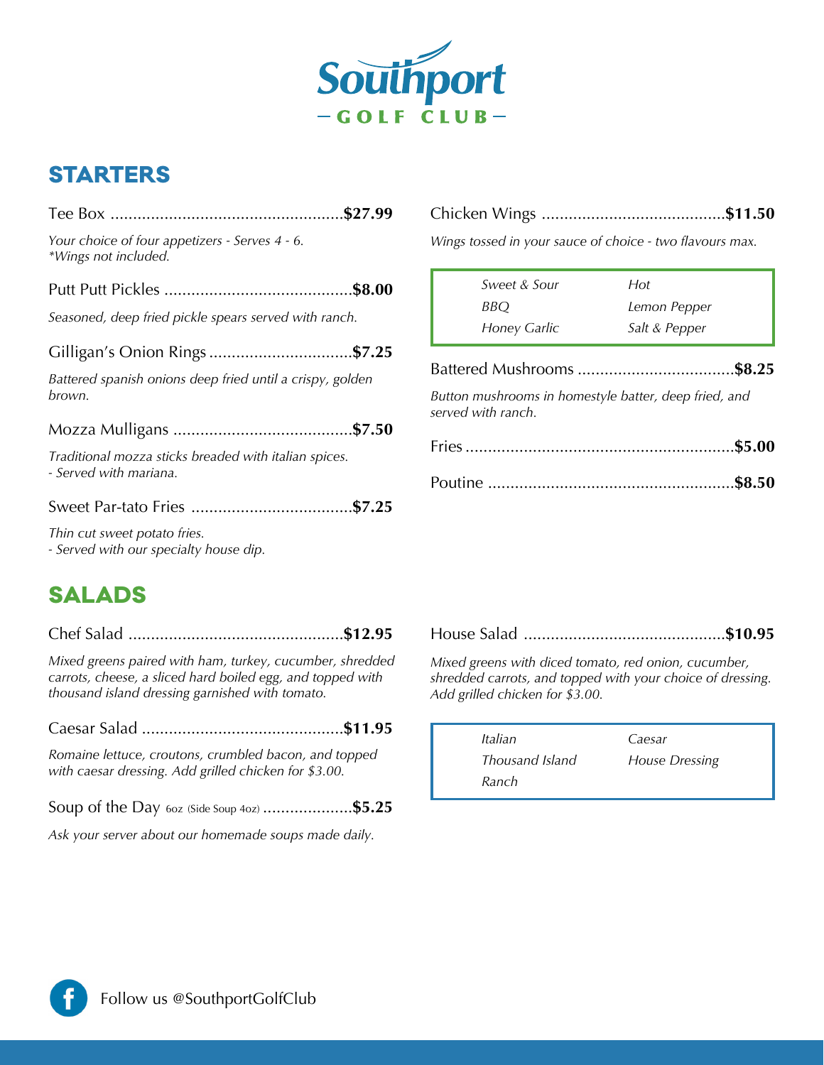# Southport GOLF CLUB

## STARTERS

**Tee Box** ..................................................**$27.99**

*Your choice of four appetizers - Serves 4 - 6.*
*\*Wings not included.*

**Putt Putt Pickles** ..........................................**$8.00**

*Seasoned, deep fried pickle spears served with ranch.*

**Gilligan's Onion Rings** ................................**$7.25**

*Battered spanish onions deep fried until a crispy, golden brown.*

**Mozza Mulligans** ........................................**$7.50**

*Traditional mozza sticks breaded with italian spices.*
*- Served with mariana.*

**Sweet Par-tato Fries** ...................................**$7.25**

*Thin cut sweet potato fries.*
*- Served with our specialty house dip.*

**Chicken Wings** ........................................**$11.50**

*Wings tossed in your sauce of choice - two flavours max.*

| | |
|---|---|
| *Sweet & Sour* | *Hot* |
| *BBQ* | *Lemon Pepper* |
| *Honey Garlic* | *Salt & Pepper* |

**Battered Mushrooms** ..................................**$8.25**

*Button mushrooms in homestyle batter, deep fried, and served with ranch.*

**Fries** ...........................................................**$5.00**

**Poutine** ......................................................**$8.50**

## SALADS

**Chef Salad** ...............................................**$12.95**

*Mixed greens paired with ham, turkey, cucumber, shredded carrots, cheese, a sliced hard boiled egg, and topped with thousand island dressing garnished with tomato.*

**Caesar Salad** ............................................**$11.95**

*Romaine lettuce, croutons, crumbled bacon, and topped with caesar dressing. Add grilled chicken for $3.00.*

**Soup of the Day** 6oz (Side Soup 4oz) ....................**$5.25**

*Ask your server about our homemade soups made daily.*

**House Salad** ............................................**$10.95**

*Mixed greens with diced tomato, red onion, cucumber, shredded carrots, and topped with your choice of dressing. Add grilled chicken for $3.00.*

| | |
|---|---|
| *Italian* | *Caesar* |
| *Thousand Island* | *House Dressing* |
| *Ranch* | |

Follow us @SouthportGolfClub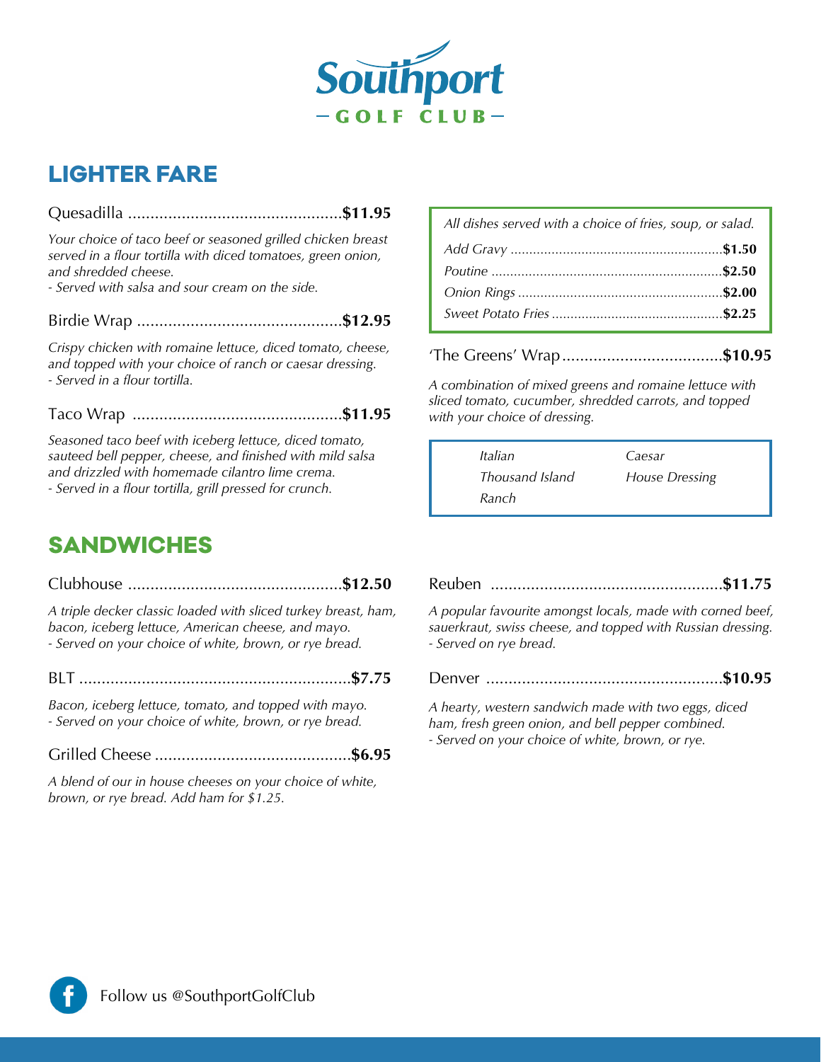# Southport GOLF CLUB

## LIGHTER FARE

Quesadilla ................................................ **$11.95**

*Your choice of taco beef or seasoned grilled chicken breast served in a flour tortilla with diced tomatoes, green onion, and shredded cheese.*
*- Served with salsa and sour cream on the side.*

Birdie Wrap .............................................. **$12.95**

*Crispy chicken with romaine lettuce, diced tomato, cheese, and topped with your choice of ranch or caesar dressing.*
*- Served in a flour tortilla.*

Taco Wrap ............................................... **$11.95**

*Seasoned taco beef with iceberg lettuce, diced tomato, sauteed bell pepper, cheese, and finished with mild salsa and drizzled with homemade cilantro lime crema.*
*- Served in a flour tortilla, grill pressed for crunch.*

*All dishes served with a choice of fries, soup, or salad.*

*Add Gravy* ........................................................ **$1.50**
*Poutine* ............................................................ **$2.50**
*Onion Rings* ...................................................... **$2.00**
*Sweet Potato Fries* ............................................ **$2.25**

'The Greens' Wrap .................................... **$10.95**

*A combination of mixed greens and romaine lettuce with sliced tomato, cucumber, shredded carrots, and topped with your choice of dressing.*

*Italian* · *Caesar* · *Thousand Island* · *House Dressing* · *Ranch*

## SANDWICHES

Clubhouse ................................................ **$12.50**

*A triple decker classic loaded with sliced turkey breast, ham, bacon, iceberg lettuce, American cheese, and mayo.*
*- Served on your choice of white, brown, or rye bread.*

BLT ............................................................ **$7.75**

*Bacon, iceberg lettuce, tomato, and topped with mayo.*
*- Served on your choice of white, brown, or rye bread.*

Grilled Cheese ............................................ **$6.95**

*A blend of our in house cheeses on your choice of white, brown, or rye bread. Add ham for $1.25.*

Reuben .................................................... **$11.75**

*A popular favourite amongst locals, made with corned beef, sauerkraut, swiss cheese, and topped with Russian dressing.*
*- Served on rye bread.*

Denver ..................................................... **$10.95**

*A hearty, western sandwich made with two eggs, diced ham, fresh green onion, and bell pepper combined.*
*- Served on your choice of white, brown, or rye.*

Follow us @SouthportGolfClub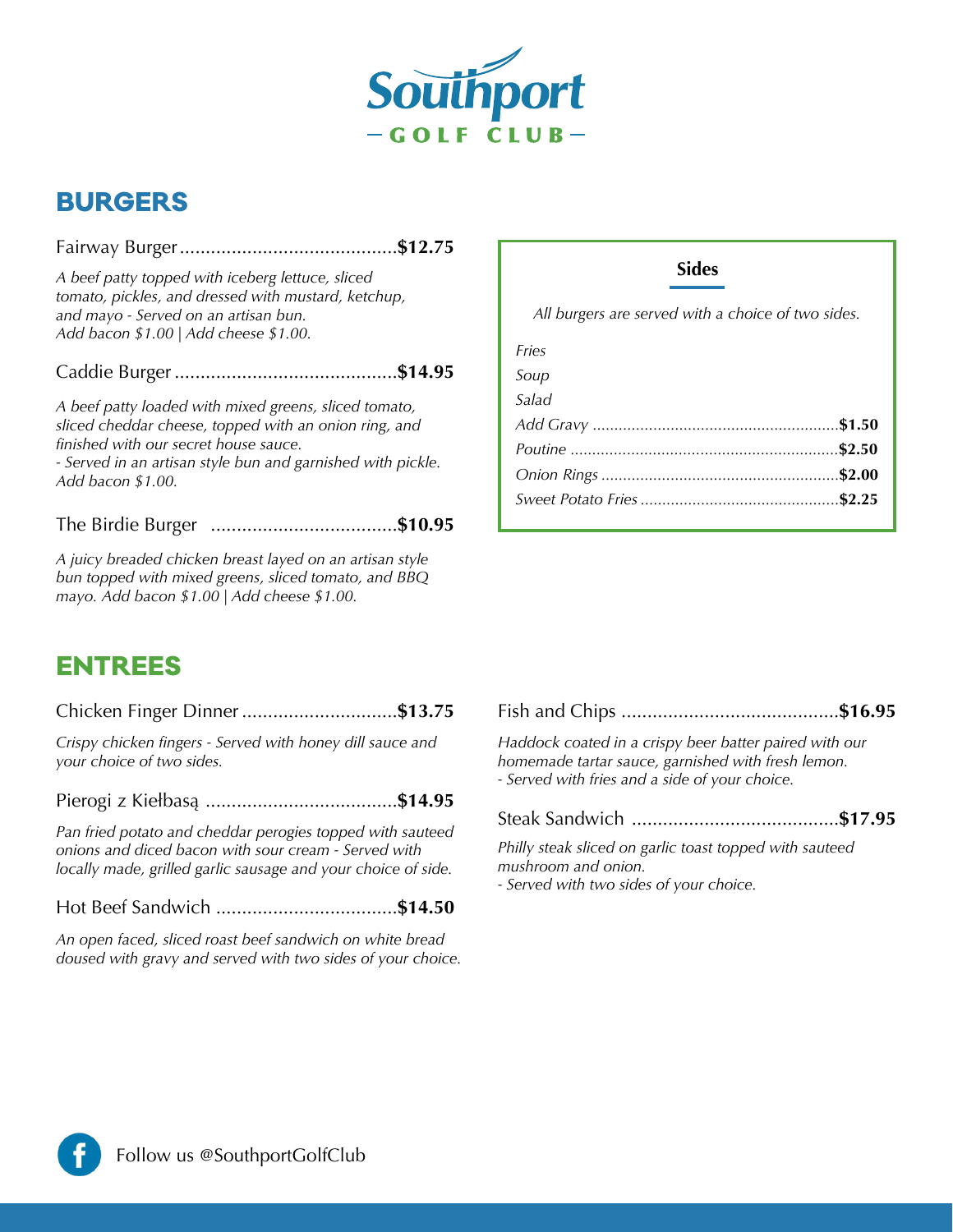# Southport GOLF CLUB

## BURGERS

Fairway Burger ........................................ **$12.75**

*A beef patty topped with iceberg lettuce, sliced tomato, pickles, and dressed with mustard, ketchup, and mayo - Served on an artisan bun. Add bacon $1.00 | Add cheese $1.00.*

Caddie Burger ........................................ **$14.95**

*A beef patty loaded with mixed greens, sliced tomato, sliced cheddar cheese, topped with an onion ring, and finished with our secret house sauce.*
*- Served in an artisan style bun and garnished with pickle. Add bacon $1.00.*

The Birdie Burger ........................................ **$10.95**

*A juicy breaded chicken breast layed on an artisan style bun topped with mixed greens, sliced tomato, and BBQ mayo. Add bacon $1.00 | Add cheese $1.00.*

### Sides

*All burgers are served with a choice of two sides.*

*Fries*
*Soup*
*Salad*
*Add Gravy* ........................................ **$1.50**
*Poutine* ........................................ **$2.50**
*Onion Rings* ........................................ **$2.00**
*Sweet Potato Fries* ........................................ **$2.25**

## ENTREES

Chicken Finger Dinner ........................................ **$13.75**

*Crispy chicken fingers - Served with honey dill sauce and your choice of two sides.*

Pierogi z Kiełbasą ........................................ **$14.95**

*Pan fried potato and cheddar perogies topped with sauteed onions and diced bacon with sour cream - Served with locally made, grilled garlic sausage and your choice of side.*

Hot Beef Sandwich ........................................ **$14.50**

*An open faced, sliced roast beef sandwich on white bread doused with gravy and served with two sides of your choice.*

Fish and Chips ........................................ **$16.95**

*Haddock coated in a crispy beer batter paired with our homemade tartar sauce, garnished with fresh lemon.*
*- Served with fries and a side of your choice.*

Steak Sandwich ........................................ **$17.95**

*Philly steak sliced on garlic toast topped with sauteed mushroom and onion.*
*- Served with two sides of your choice.*

Follow us @SouthportGolfClub